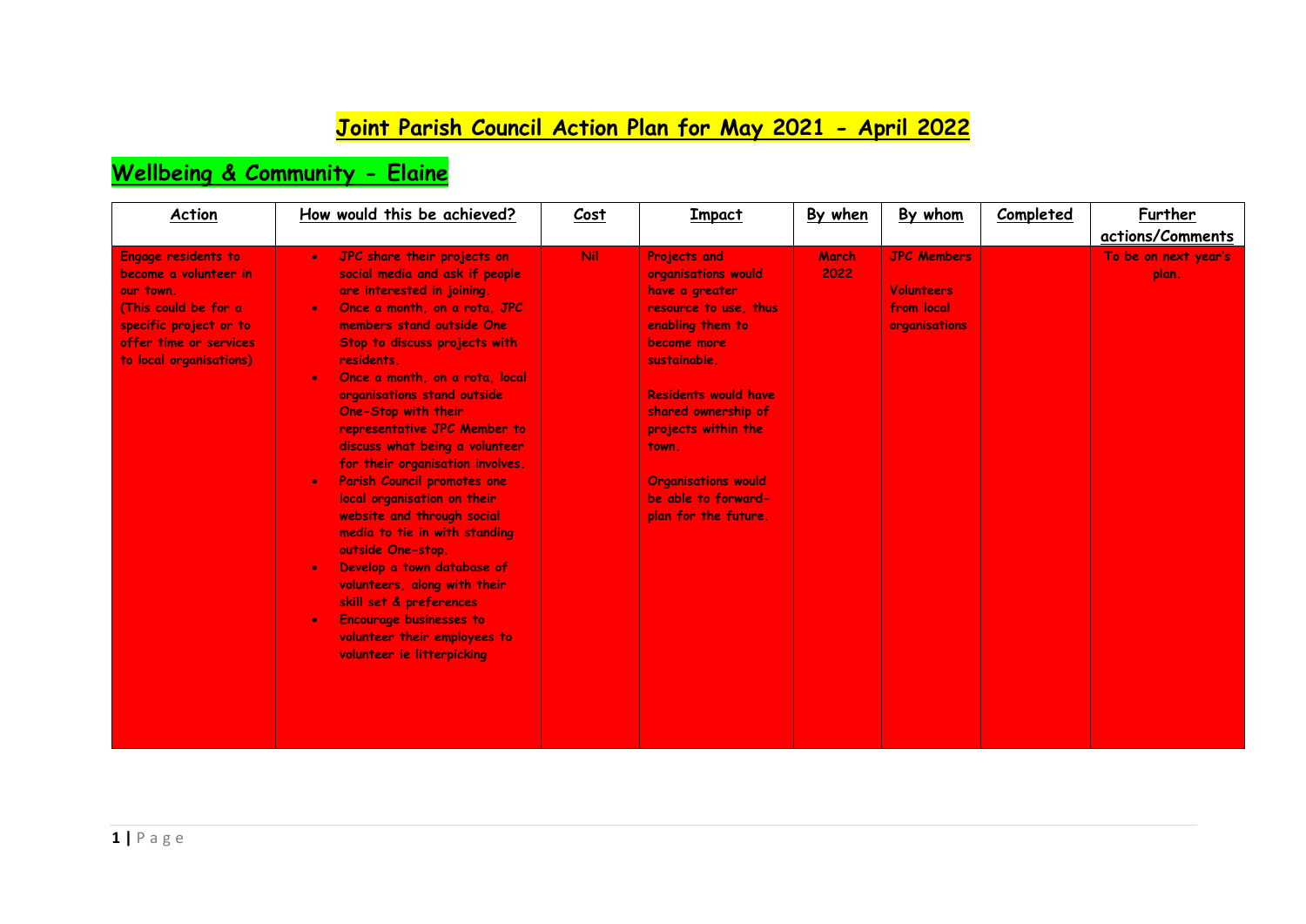# Joint Parish Council Action Plan for May 2021 - April 2022

## Wellbeing & Community - Elaine

| Action | How would this be achieved? | Cost | Impact | By when | By whom | Completed | Further actions/Comments |
|---|---|---|---|---|---|---|---|
| Engage residents to become a volunteer in our town.<br>(This could be for a specific project or to offer time or services to local organisations) | • JPC share their projects on social media and ask if people are interested in joining.<br>• Once a month, on a rota, JPC members stand outside One Stop to discuss projects with residents.<br>• Once a month, on a rota, local organisations stand outside One-Stop with their representative JPC Member to discuss what being a volunteer for their organisation involves.<br>• Parish Council promotes one local organisation on their website and through social media to tie in with standing outside One-stop.<br>• Develop a town database of volunteers, along with their skill set & preferences<br>• Encourage businesses to volunteer their employees to volunteer ie litterpicking | Nil | Projects and organisations would have a greater resource to use, thus enabling them to become more sustainable.<br><br>Residents would have shared ownership of projects within the town.<br><br>Organisations would be able to forward-plan for the future. | March 2022 | JPC Members<br><br>Volunteers from local organisations | | To be on next year's plan. |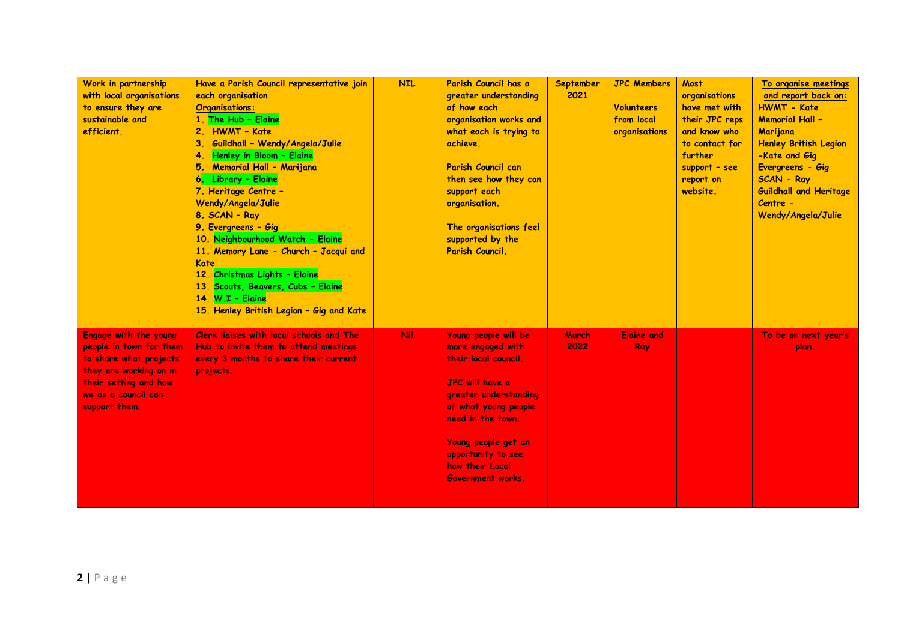| Work in partnership with local organisations to ensure they are sustainable and efficient. | Have a Parish Council representative join each organisation<br>Organisations:<br>1. The Hub – Elaine<br>2. HWMT – Kate<br>3. Guildhall – Wendy/Angela/Julie<br>4. Henley in Bloom – Elaine<br>5. Memorial Hall – Marijana<br>6. Library – Elaine<br>7. Heritage Centre – Wendy/Angela/Julie<br>8. SCAN – Ray<br>9. Evergreens – Gig<br>10. Neighbourhood Watch - Elaine<br>11. Memory Lane - Church – Jacqui and Kate<br>12. Christmas Lights – Elaine<br>13. Scouts, Beavers, Cubs – Elaine<br>14. W.I – Elaine<br>15. Henley British Legion – Gig and Kate | NIL | Parish Council has a greater understanding of how each organisation works and what each is trying to achieve.<br><br>Parish Council can then see how they can support each organisation.<br><br>The organisations feel supported by the Parish Council. | September 2021 | JPC Members<br><br>Volunteers from local organisations | Most organisations have met with their JPC reps and know who to contact for further support – see report on website. | To organise meetings and report back on:<br>HWMT - Kate<br>Memorial Hall – Marijana<br>Henley British Legion -Kate and Gig<br>Evergreens - Gig<br>SCAN - Ray<br>Guildhall and Heritage Centre – Wendy/Angela/Julie |
|---|---|---|---|---|---|---|---|
| Engage with the young people in town for them to share what projects they are working on in their setting and how we as a council can support them. | Clerk liaises with local schools and The Hub to invite them to attend meetings every 3 months to share their current projects. | Nil | Young people will be more engaged with their local council.<br><br>JPC will have a greater understanding of what young people need in the town.<br><br>Young people get an opportunity to see how their Local Government works. | March 2022 | Elaine and Ray | | To be on next year's plan. |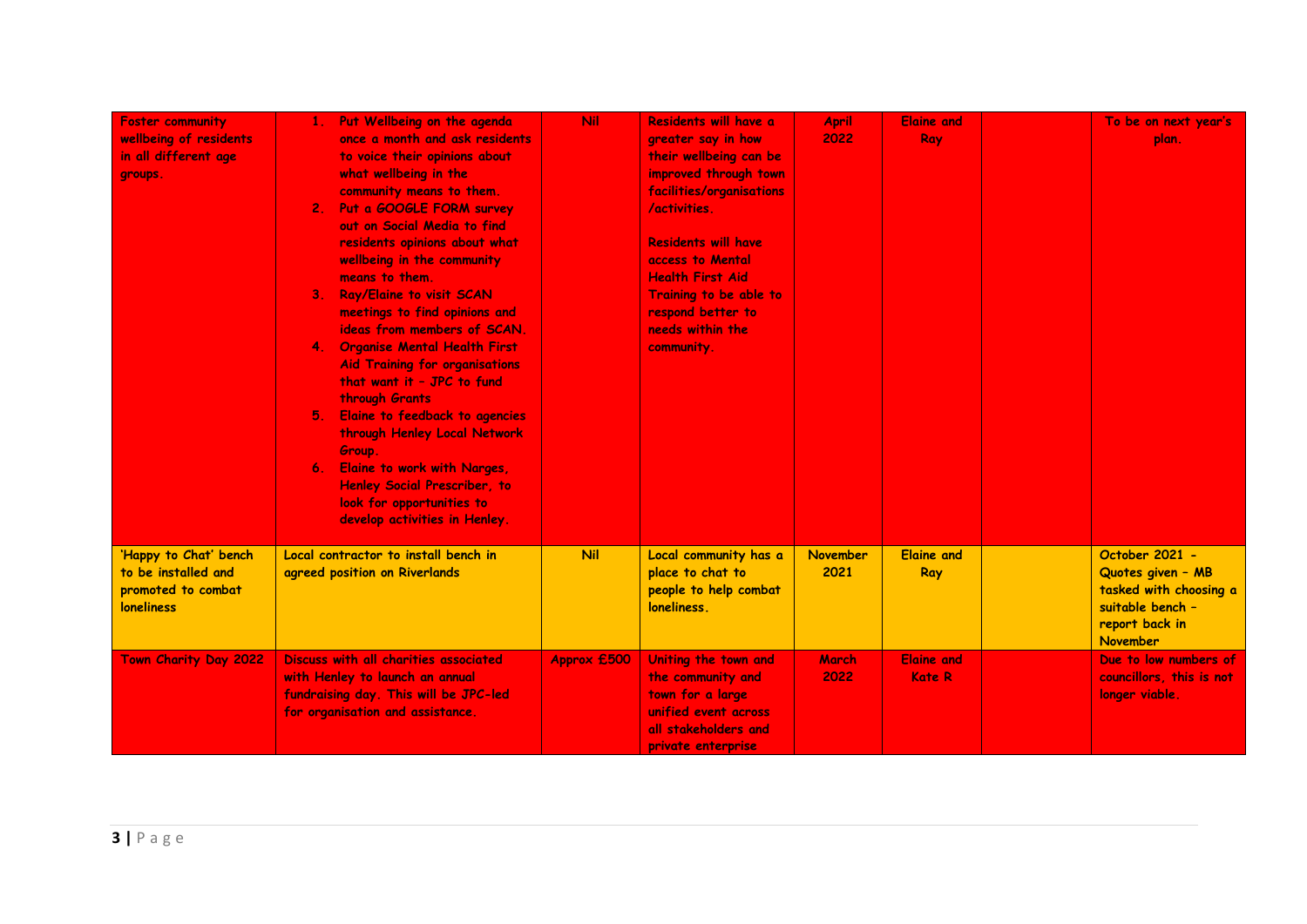| | | | | | | | |
|---|---|---|---|---|---|---|---|
| Foster community wellbeing of residents in all different age groups. | 1. Put Wellbeing on the agenda once a month and ask residents to voice their opinions about what wellbeing in the community means to them.<br>2. Put a GOOGLE FORM survey out on Social Media to find residents opinions about what wellbeing in the community means to them.<br>3. Ray/Elaine to visit SCAN meetings to find opinions and ideas from members of SCAN.<br>4. Organise Mental Health First Aid Training for organisations that want it – JPC to fund through Grants<br>5. Elaine to feedback to agencies through Henley Local Network Group.<br>6. Elaine to work with Narges, Henley Social Prescriber, to look for opportunities to develop activities in Henley. | Nil | Residents will have a greater say in how their wellbeing can be improved through town facilities/organisations /activities.<br><br>Residents will have access to Mental Health First Aid Training to be able to respond better to needs within the community. | April 2022 | Elaine and Ray | | To be on next year's plan. |
| 'Happy to Chat' bench to be installed and promoted to combat loneliness | Local contractor to install bench in agreed position on Riverlands | Nil | Local community has a place to chat to people to help combat loneliness. | November 2021 | Elaine and Ray | | October 2021 – Quotes given – MB tasked with choosing a suitable bench – report back in November |
| Town Charity Day 2022 | Discuss with all charities associated with Henley to launch an annual fundraising day. This will be JPC-led for organisation and assistance. | Approx £500 | Uniting the town and the community and town for a large unified event across all stakeholders and private enterprise | March 2022 | Elaine and Kate R | | Due to low numbers of councillors, this is not longer viable. |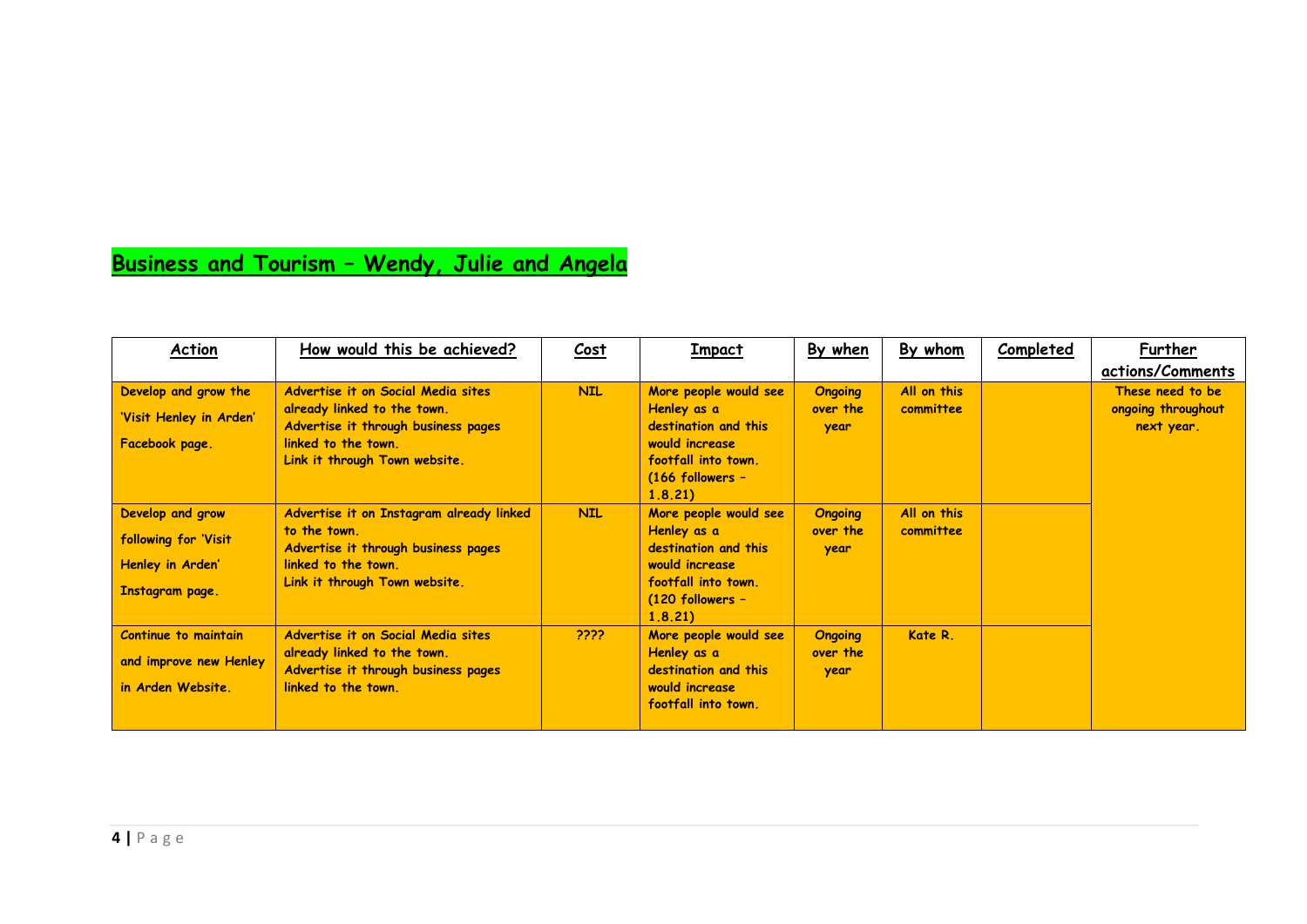## Business and Tourism – Wendy, Julie and Angela

| Action | How would this be achieved? | Cost | Impact | By when | By whom | Completed | Further actions/Comments |
|---|---|---|---|---|---|---|---|
| Develop and grow the 'Visit Henley in Arden' Facebook page. | Advertise it on Social Media sites already linked to the town.<br>Advertise it through business pages linked to the town.<br>Link it through Town website. | NIL | More people would see Henley as a destination and this would increase footfall into town. (166 followers – 1.8.21) | Ongoing over the year | All on this committee | | These need to be ongoing throughout next year. |
| Develop and grow following for 'Visit Henley in Arden' Instagram page. | Advertise it on Instagram already linked to the town.<br>Advertise it through business pages linked to the town.<br>Link it through Town website. | NIL | More people would see Henley as a destination and this would increase footfall into town. (120 followers – 1.8.21) | Ongoing over the year | All on this committee | | |
| Continue to maintain and improve new Henley in Arden Website. | Advertise it on Social Media sites already linked to the town.<br>Advertise it through business pages linked to the town. | ???? | More people would see Henley as a destination and this would increase footfall into town. | Ongoing over the year | Kate R. | | |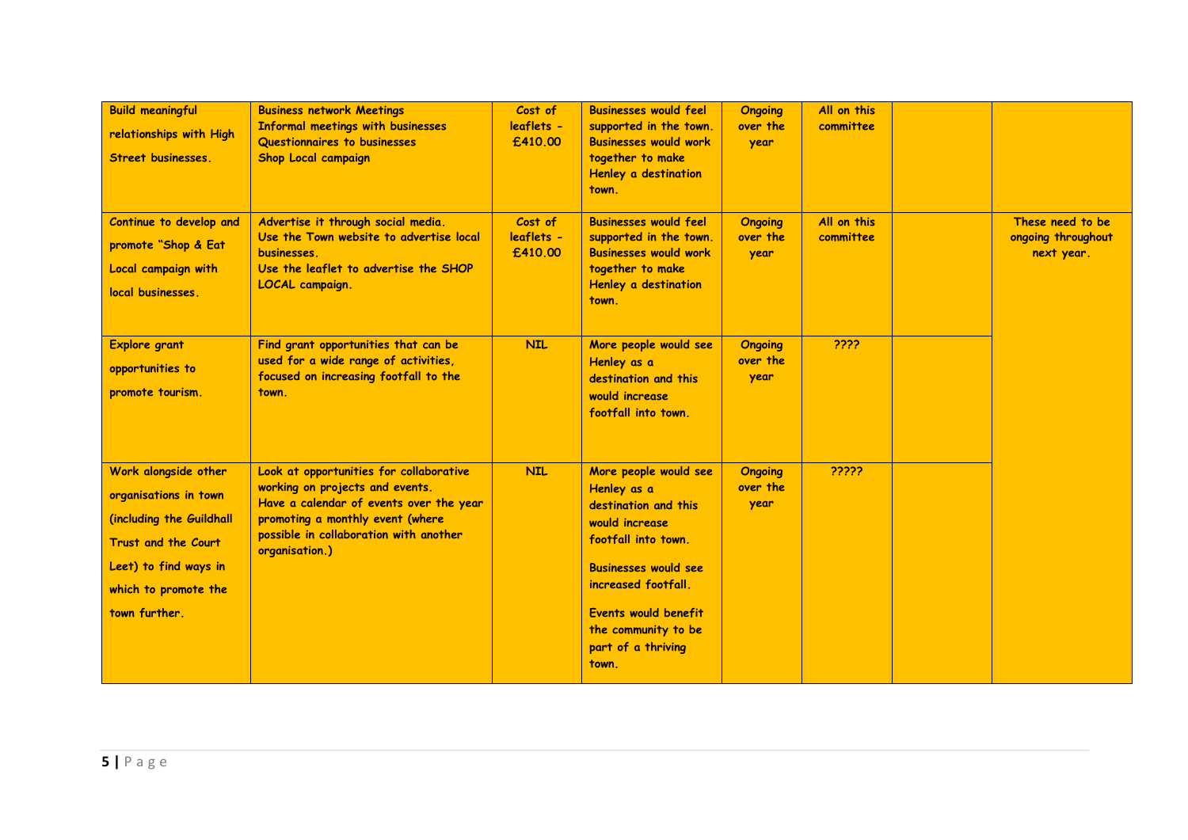| | | | | | | | |
|---|---|---|---|---|---|---|---|
| **Build meaningful relationships with High Street businesses.** | **Business network Meetings**<br>**Informal meetings with businesses**<br>**Questionnaires to businesses**<br>**Shop Local campaign** | **Cost of leaflets - £410.00** | **Businesses would feel supported in the town. Businesses would work together to make Henley a destination town.** | **Ongoing over the year** | **All on this committee** | | |
| **Continue to develop and promote "Shop & Eat Local campaign with local businesses.** | **Advertise it through social media.**<br>**Use the Town website to advertise local businesses.**<br>**Use the leaflet to advertise the SHOP LOCAL campaign.** | **Cost of leaflets - £410.00** | **Businesses would feel supported in the town. Businesses would work together to make Henley a destination town.** | **Ongoing over the year** | **All on this committee** | | **These need to be ongoing throughout next year.** |
| **Explore grant opportunities to promote tourism.** | **Find grant opportunities that can be used for a wide range of activities, focused on increasing footfall to the town.** | **NIL** | **More people would see Henley as a destination and this would increase footfall into town.** | **Ongoing over the year** | **????** | | |
| **Work alongside other organisations in town (including the Guildhall Trust and the Court Leet) to find ways in which to promote the town further.** | **Look at opportunities for collaborative working on projects and events.**<br>**Have a calendar of events over the year promoting a monthly event (where possible in collaboration with another organisation.)** | **NIL** | **More people would see Henley as a destination and this would increase footfall into town.**<br><br>**Businesses would see increased footfall.**<br><br>**Events would benefit the community to be part of a thriving town.** | **Ongoing over the year** | **?????** | | |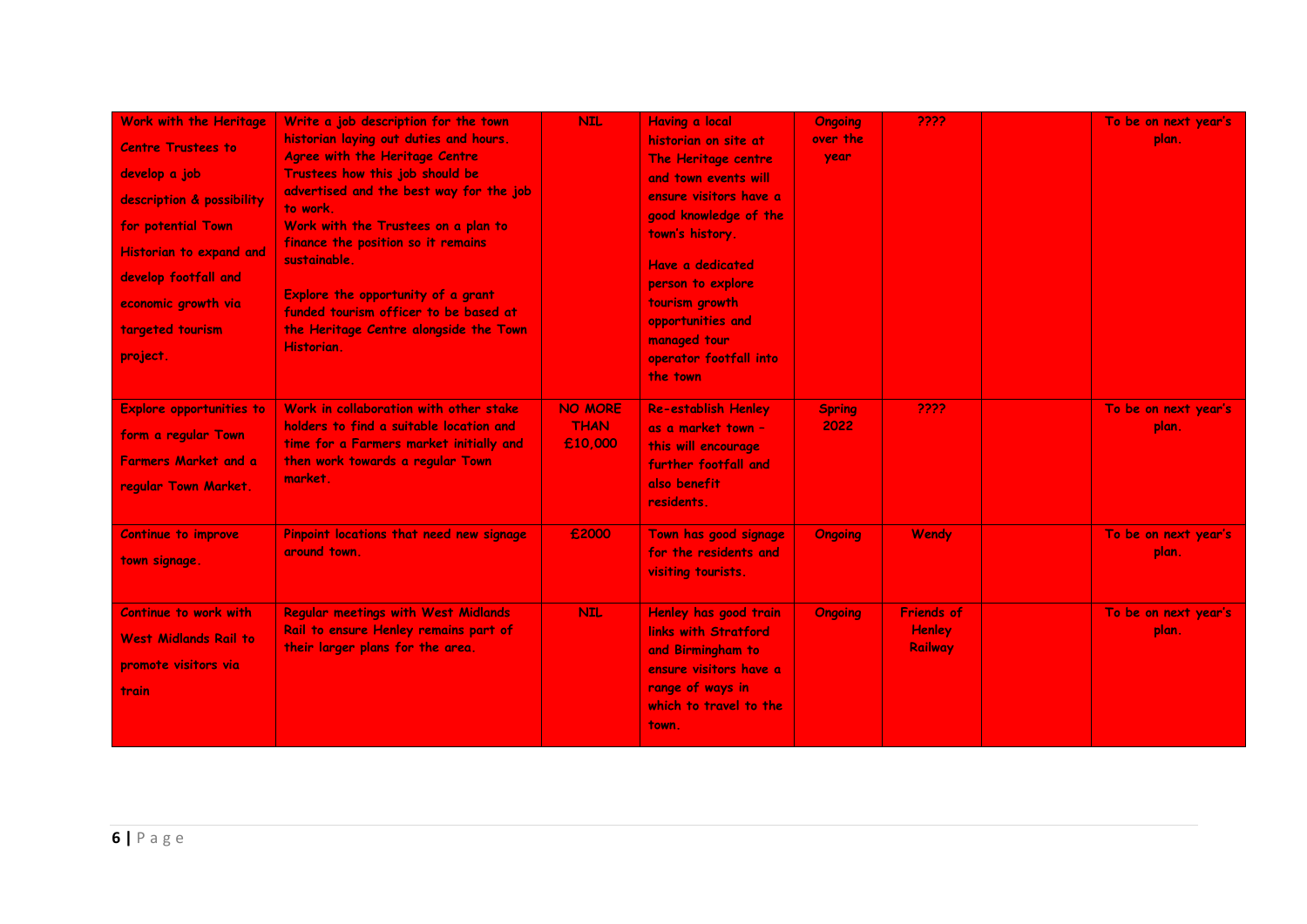| | | | | | | | |
|---|---|---|---|---|---|---|---|
| Work with the Heritage Centre Trustees to develop a job description & possibility for potential Town Historian to expand and develop footfall and economic growth via targeted tourism project. | Write a job description for the town historian laying out duties and hours. Agree with the Heritage Centre Trustees how this job should be advertised and the best way for the job to work. Work with the Trustees on a plan to finance the position so it remains sustainable.<br><br>Explore the opportunity of a grant funded tourism officer to be based at the Heritage Centre alongside the Town Historian. | NIL | Having a local historian on site at The Heritage centre and town events will ensure visitors have a good knowledge of the town's history.<br><br>Have a dedicated person to explore tourism growth opportunities and managed tour operator footfall into the town | Ongoing over the year | ???? | | To be on next year's plan. |
| Explore opportunities to form a regular Town Farmers Market and a regular Town Market. | Work in collaboration with other stake holders to find a suitable location and time for a Farmers market initially and then work towards a regular Town market. | NO MORE THAN £10,000 | Re-establish Henley as a market town – this will encourage further footfall and also benefit residents. | Spring 2022 | ???? | | To be on next year's plan. |
| Continue to improve town signage. | Pinpoint locations that need new signage around town. | £2000 | Town has good signage for the residents and visiting tourists. | Ongoing | Wendy | | To be on next year's plan. |
| Continue to work with West Midlands Rail to promote visitors via train | Regular meetings with West Midlands Rail to ensure Henley remains part of their larger plans for the area. | NIL | Henley has good train links with Stratford and Birmingham to ensure visitors have a range of ways in which to travel to the town. | Ongoing | Friends of Henley Railway | | To be on next year's plan. |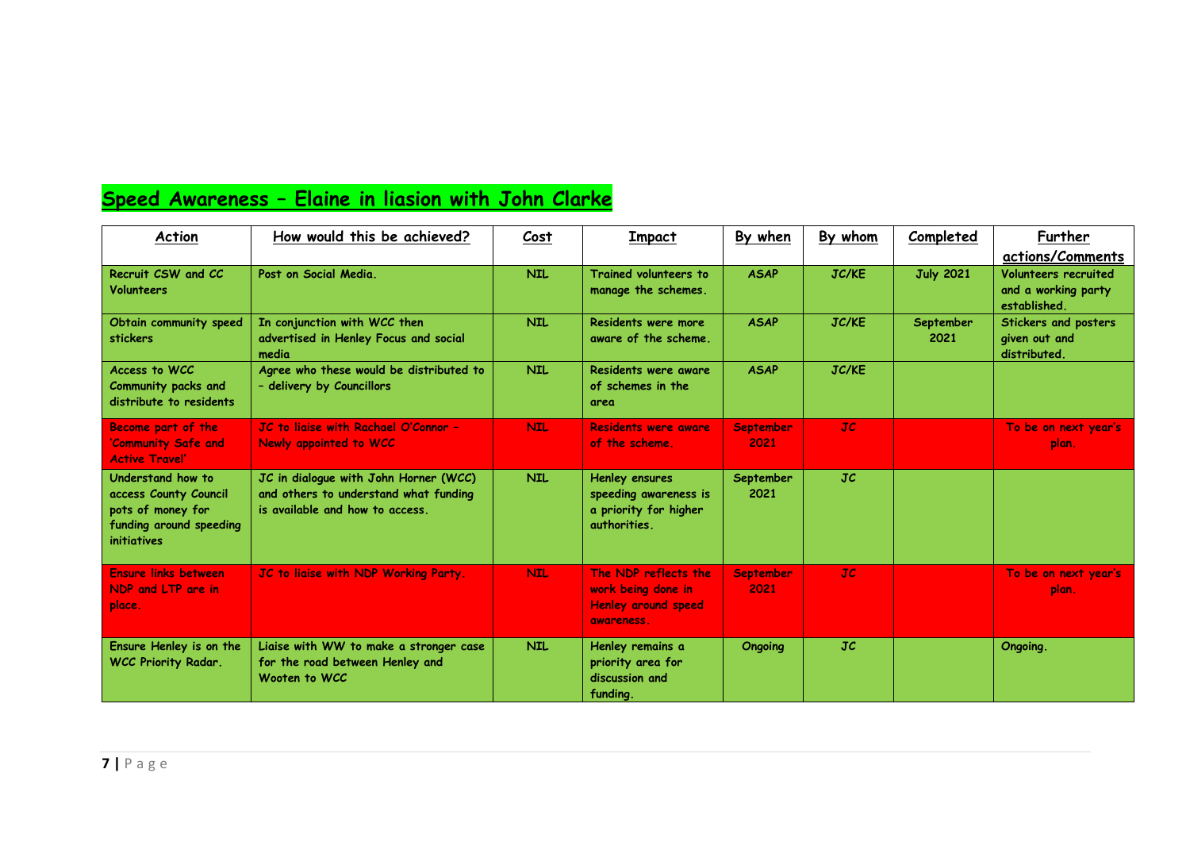## Speed Awareness – Elaine in liasion with John Clarke

| Action | How would this be achieved? | Cost | Impact | By when | By whom | Completed | Further actions/Comments |
|---|---|---|---|---|---|---|---|
| Recruit CSW and CC Volunteers | Post on Social Media. | NIL | Trained volunteers to manage the schemes. | ASAP | JC/KE | July 2021 | Volunteers recruited and a working party established. |
| Obtain community speed stickers | In conjunction with WCC then advertised in Henley Focus and social media | NIL | Residents were more aware of the scheme. | ASAP | JC/KE | September 2021 | Stickers and posters given out and distributed. |
| Access to WCC Community packs and distribute to residents | Agree who these would be distributed to – delivery by Councillors | NIL | Residents were aware of schemes in the area | ASAP | JC/KE | | |
| Become part of the 'Community Safe and Active Travel' | JC to liaise with Rachael O'Connor – Newly appointed to WCC | NIL | Residents were aware of the scheme. | September 2021 | JC | | To be on next year's plan. |
| Understand how to access County Council pots of money for funding around speeding initiatives | JC in dialogue with John Horner (WCC) and others to understand what funding is available and how to access. | NIL | Henley ensures speeding awareness is a priority for higher authorities. | September 2021 | JC | | |
| Ensure links between NDP and LTP are in place. | JC to liaise with NDP Working Party. | NIL | The NDP reflects the work being done in Henley around speed awareness. | September 2021 | JC | | To be on next year's plan. |
| Ensure Henley is on the WCC Priority Radar. | Liaise with WW to make a stronger case for the road between Henley and Wooten to WCC | NIL | Henley remains a priority area for discussion and funding. | Ongoing | JC | | Ongoing. |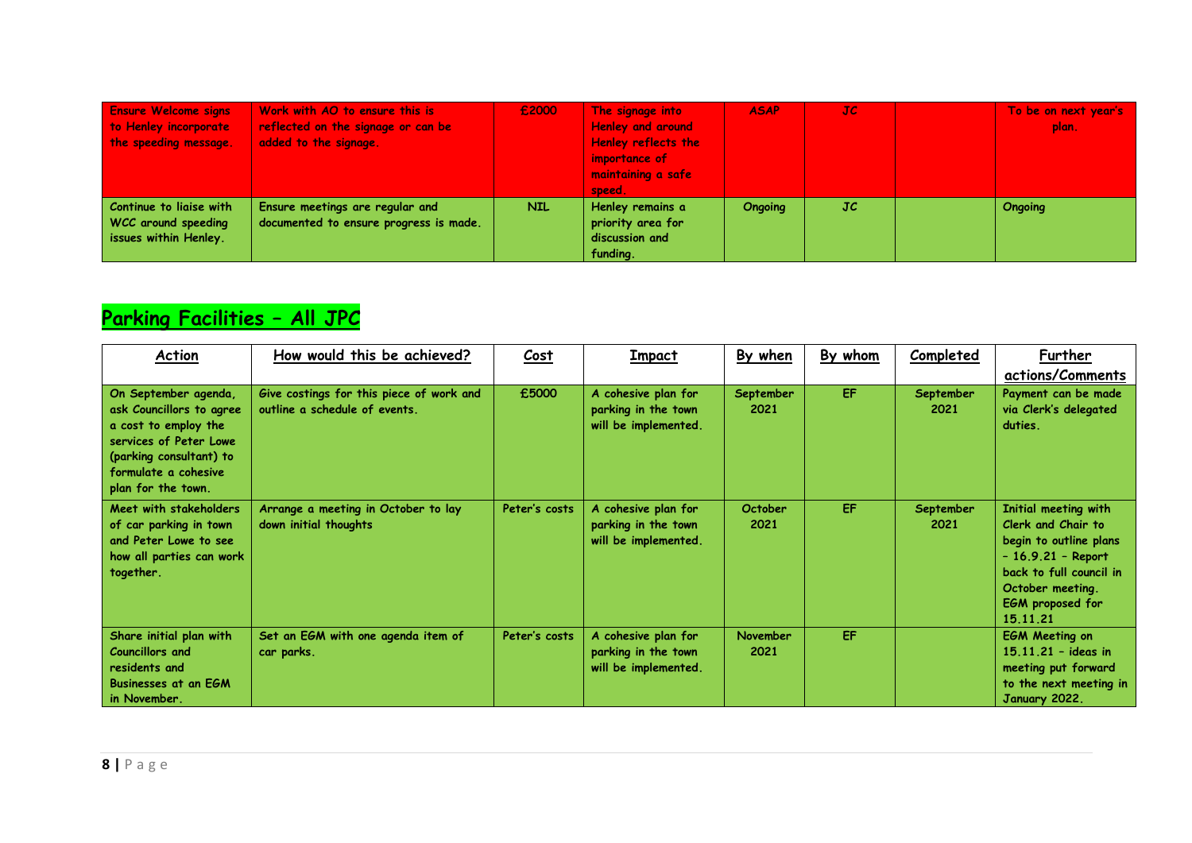| Ensure Welcome signs to Henley incorporate the speeding message. | Work with AO to ensure this is reflected on the signage or can be added to the signage. | £2000 | The signage into Henley and around Henley reflects the importance of maintaining a safe speed. | ASAP | JC | | To be on next year's plan. |
|---|---|---|---|---|---|---|---|
| Continue to liaise with WCC around speeding issues within Henley. | Ensure meetings are regular and documented to ensure progress is made. | NIL | Henley remains a priority area for discussion and funding. | Ongoing | JC | | Ongoing |

## Parking Facilities – All JPC

| Action | How would this be achieved? | Cost | Impact | By when | By whom | Completed | Further actions/Comments |
|---|---|---|---|---|---|---|---|
| On September agenda, ask Councillors to agree a cost to employ the services of Peter Lowe (parking consultant) to formulate a cohesive plan for the town. | Give costings for this piece of work and outline a schedule of events. | £5000 | A cohesive plan for parking in the town will be implemented. | September 2021 | EF | September 2021 | Payment can be made via Clerk's delegated duties. |
| Meet with stakeholders of car parking in town and Peter Lowe to see how all parties can work together. | Arrange a meeting in October to lay down initial thoughts | Peter's costs | A cohesive plan for parking in the town will be implemented. | October 2021 | EF | September 2021 | Initial meeting with Clerk and Chair to begin to outline plans – 16.9.21 – Report back to full council in October meeting. EGM proposed for 15.11.21 |
| Share initial plan with Councillors and residents and Businesses at an EGM in November. | Set an EGM with one agenda item of car parks. | Peter's costs | A cohesive plan for parking in the town will be implemented. | November 2021 | EF | | EGM Meeting on 15.11.21 – ideas in meeting put forward to the next meeting in January 2022. |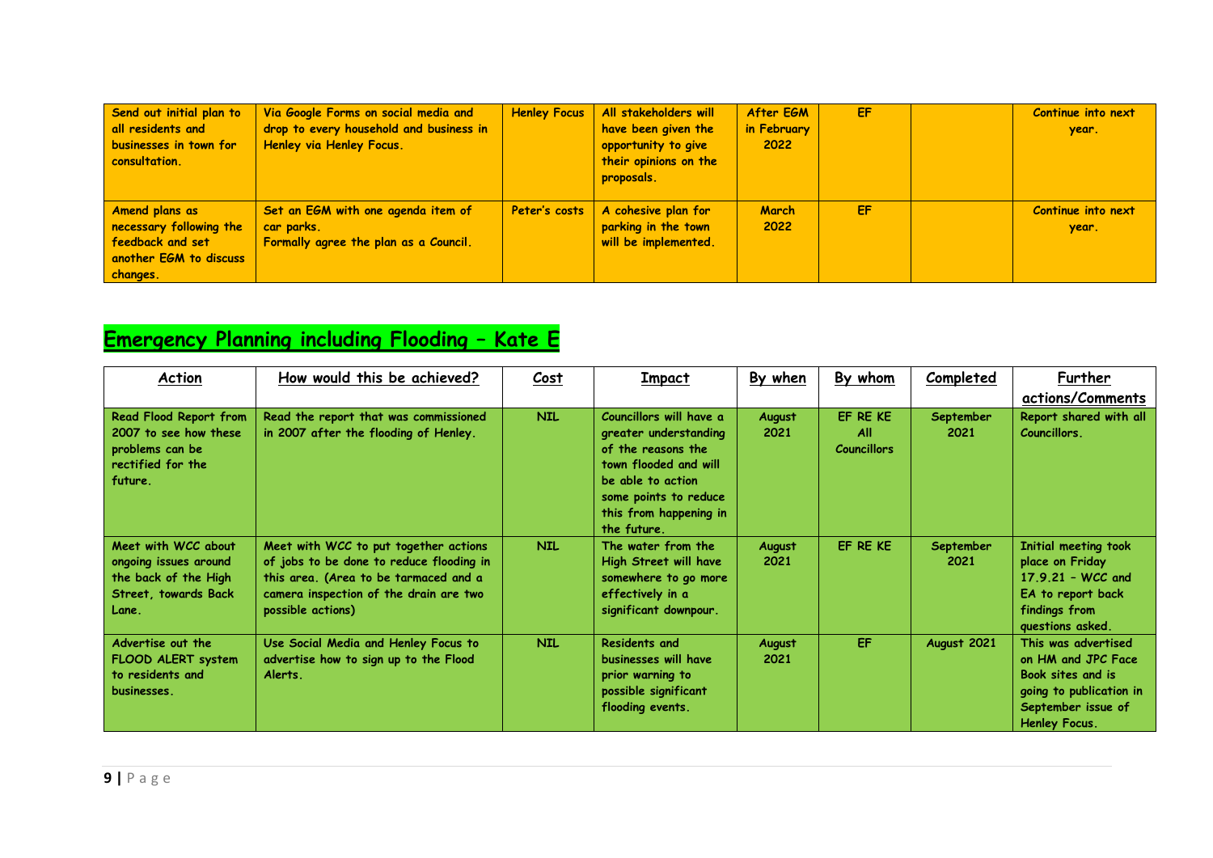| Send out initial plan to all residents and businesses in town for consultation. | Via Google Forms on social media and drop to every household and business in Henley via Henley Focus. | Henley Focus | All stakeholders will have been given the opportunity to give their opinions on the proposals. | After EGM in February 2022 | EF | | Continue into next year. |
|---|---|---|---|---|---|---|---|
| Amend plans as necessary following the feedback and set another EGM to discuss changes. | Set an EGM with one agenda item of car parks. Formally agree the plan as a Council. | Peter's costs | A cohesive plan for parking in the town will be implemented. | March 2022 | EF | | Continue into next year. |

## Emergency Planning including Flooding – Kate E

| Action | How would this be achieved? | Cost | Impact | By when | By whom | Completed | Further actions/Comments |
|---|---|---|---|---|---|---|---|
| Read Flood Report from 2007 to see how these problems can be rectified for the future. | Read the report that was commissioned in 2007 after the flooding of Henley. | NIL | Councillors will have a greater understanding of the reasons the town flooded and will be able to action some points to reduce this from happening in the future. | August 2021 | EF RE KE All Councillors | September 2021 | Report shared with all Councillors. |
| Meet with WCC about ongoing issues around the back of the High Street, towards Back Lane. | Meet with WCC to put together actions of jobs to be done to reduce flooding in this area. (Area to be tarmaced and a camera inspection of the drain are two possible actions) | NIL | The water from the High Street will have somewhere to go more effectively in a significant downpour. | August 2021 | EF RE KE | September 2021 | Initial meeting took place on Friday 17.9.21 – WCC and EA to report back findings from questions asked. |
| Advertise out the FLOOD ALERT system to residents and businesses. | Use Social Media and Henley Focus to advertise how to sign up to the Flood Alerts. | NIL | Residents and businesses will have prior warning to possible significant flooding events. | August 2021 | EF | August 2021 | This was advertised on HM and JPC Face Book sites and is going to publication in September issue of Henley Focus. |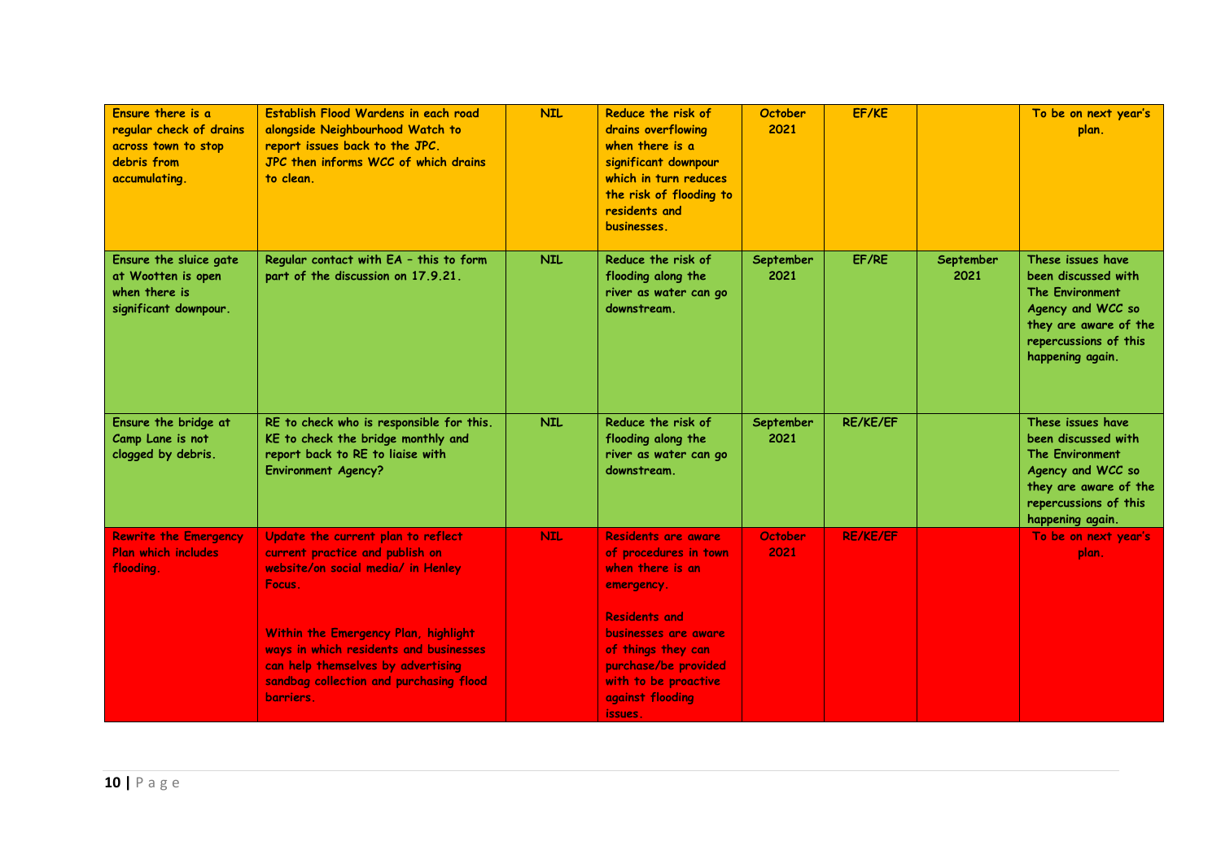| | | | | | | | |
|---|---|---|---|---|---|---|---|
| Ensure there is a regular check of drains across town to stop debris from accumulating. | Establish Flood Wardens in each road alongside Neighbourhood Watch to report issues back to the JPC. JPC then informs WCC of which drains to clean. | NIL | Reduce the risk of drains overflowing when there is a significant downpour which in turn reduces the risk of flooding to residents and businesses. | October 2021 | EF/KE | | To be on next year's plan. |
| Ensure the sluice gate at Wootten is open when there is significant downpour. | Regular contact with EA – this to form part of the discussion on 17.9.21. | NIL | Reduce the risk of flooding along the river as water can go downstream. | September 2021 | EF/RE | September 2021 | These issues have been discussed with The Environment Agency and WCC so they are aware of the repercussions of this happening again. |
| Ensure the bridge at Camp Lane is not clogged by debris. | RE to check who is responsible for this. KE to check the bridge monthly and report back to RE to liaise with Environment Agency? | NIL | Reduce the risk of flooding along the river as water can go downstream. | September 2021 | RE/KE/EF | | These issues have been discussed with The Environment Agency and WCC so they are aware of the repercussions of this happening again. |
| Rewrite the Emergency Plan which includes flooding. | Update the current plan to reflect current practice and publish on website/on social media/ in Henley Focus.<br><br>Within the Emergency Plan, highlight ways in which residents and businesses can help themselves by advertising sandbag collection and purchasing flood barriers. | NIL | Residents are aware of procedures in town when there is an emergency.<br><br>Residents and businesses are aware of things they can purchase/be provided with to be proactive against flooding issues. | October 2021 | RE/KE/EF | | To be on next year's plan. |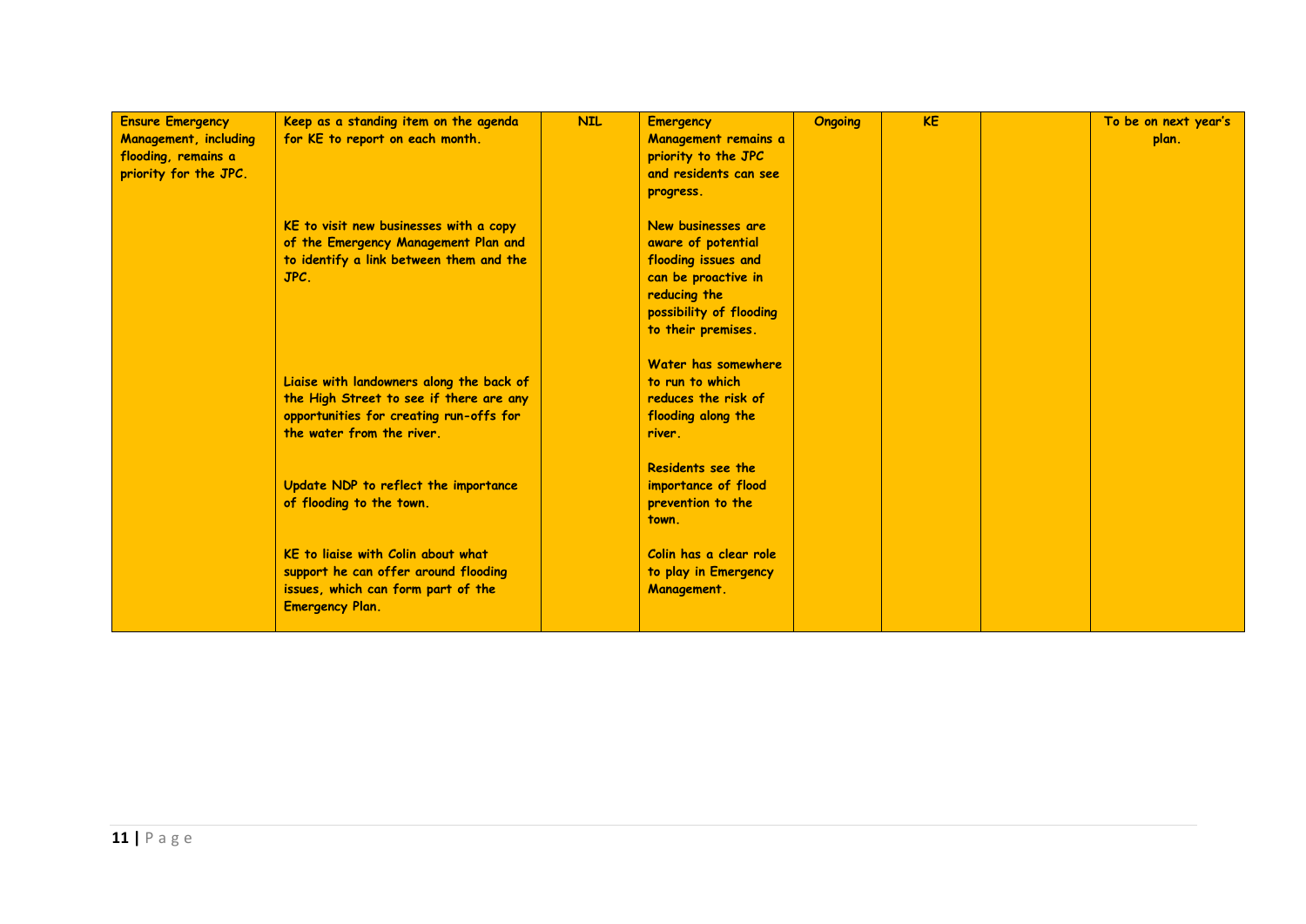| Ensure Emergency Management, including flooding, remains a priority for the JPC. | Keep as a standing item on the agenda for KE to report on each month.<br><br>KE to visit new businesses with a copy of the Emergency Management Plan and to identify a link between them and the JPC.<br><br>Liaise with landowners along the back of the High Street to see if there are any opportunities for creating run-offs for the water from the river.<br><br>Update NDP to reflect the importance of flooding to the town.<br><br>KE to liaise with Colin about what support he can offer around flooding issues, which can form part of the Emergency Plan. | NIL | Emergency Management remains a priority to the JPC and residents can see progress.<br><br>New businesses are aware of potential flooding issues and can be proactive in reducing the possibility of flooding to their premises.<br><br>Water has somewhere to run to which reduces the risk of flooding along the river.<br><br>Residents see the importance of flood prevention to the town.<br><br>Colin has a clear role to play in Emergency Management. | Ongoing | KE | | To be on next year's plan. |
|---|---|---|---|---|---|---|---|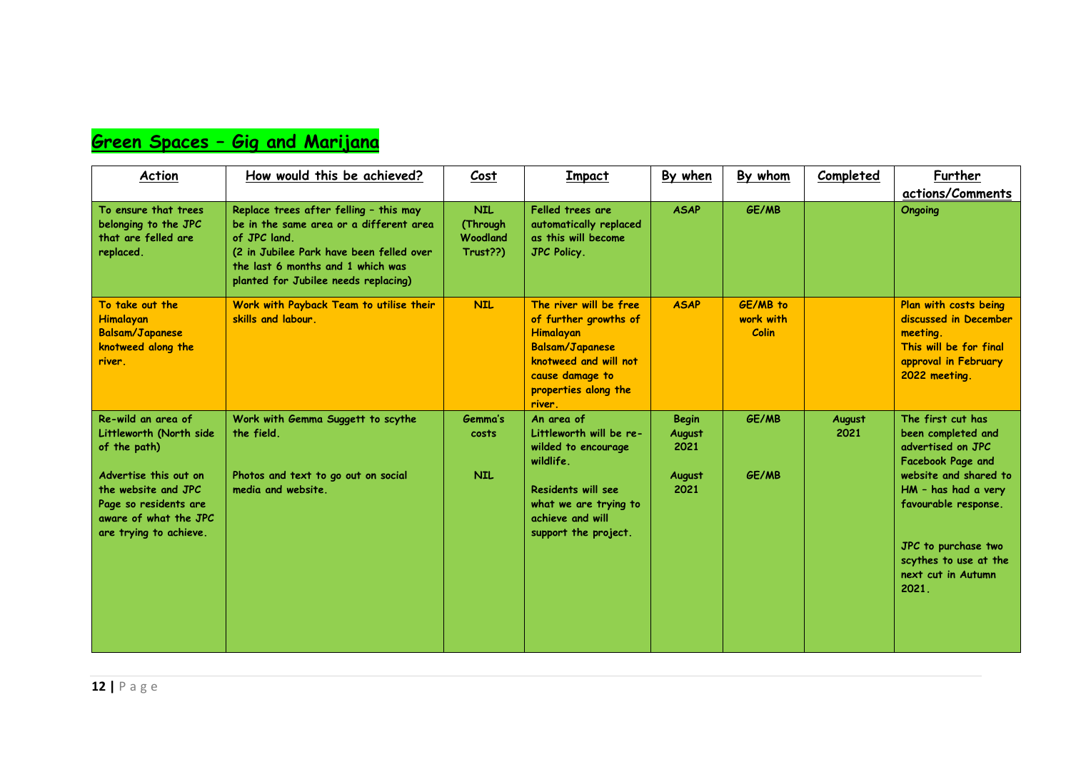## Green Spaces – Gig and Marijana

| Action | How would this be achieved? | Cost | Impact | By when | By whom | Completed | Further actions/Comments |
|---|---|---|---|---|---|---|---|
| To ensure that trees belonging to the JPC that are felled are replaced. | Replace trees after felling – this may be in the same area or a different area of JPC land.<br>(2 in Jubilee Park have been felled over the last 6 months and 1 which was planted for Jubilee needs replacing) | NIL (Through Woodland Trust??) | Felled trees are automatically replaced as this will become JPC Policy. | ASAP | GE/MB | | Ongoing |
| To take out the Himalayan Balsam/Japanese knotweed along the river. | Work with Payback Team to utilise their skills and labour. | NIL | The river will be free of further growths of Himalayan Balsam/Japanese knotweed and will not cause damage to properties along the river. | ASAP | GE/MB to work with Colin | | Plan with costs being discussed in December meeting.<br>This will be for final approval in February 2022 meeting. |
| Re-wild an area of Littleworth (North side of the path)<br><br>Advertise this out on the website and JPC Page so residents are aware of what the JPC are trying to achieve. | Work with Gemma Suggett to scythe the field.<br><br>Photos and text to go out on social media and website. | Gemma's costs<br><br>NIL | An area of Littleworth will be re-wilded to encourage wildlife.<br><br>Residents will see what we are trying to achieve and will support the project. | Begin August 2021<br><br>August 2021 | GE/MB<br><br>GE/MB | August 2021 | The first cut has been completed and advertised on JPC Facebook Page and website and shared to HM – has had a very favourable response.<br><br>JPC to purchase two scythes to use at the next cut in Autumn 2021. |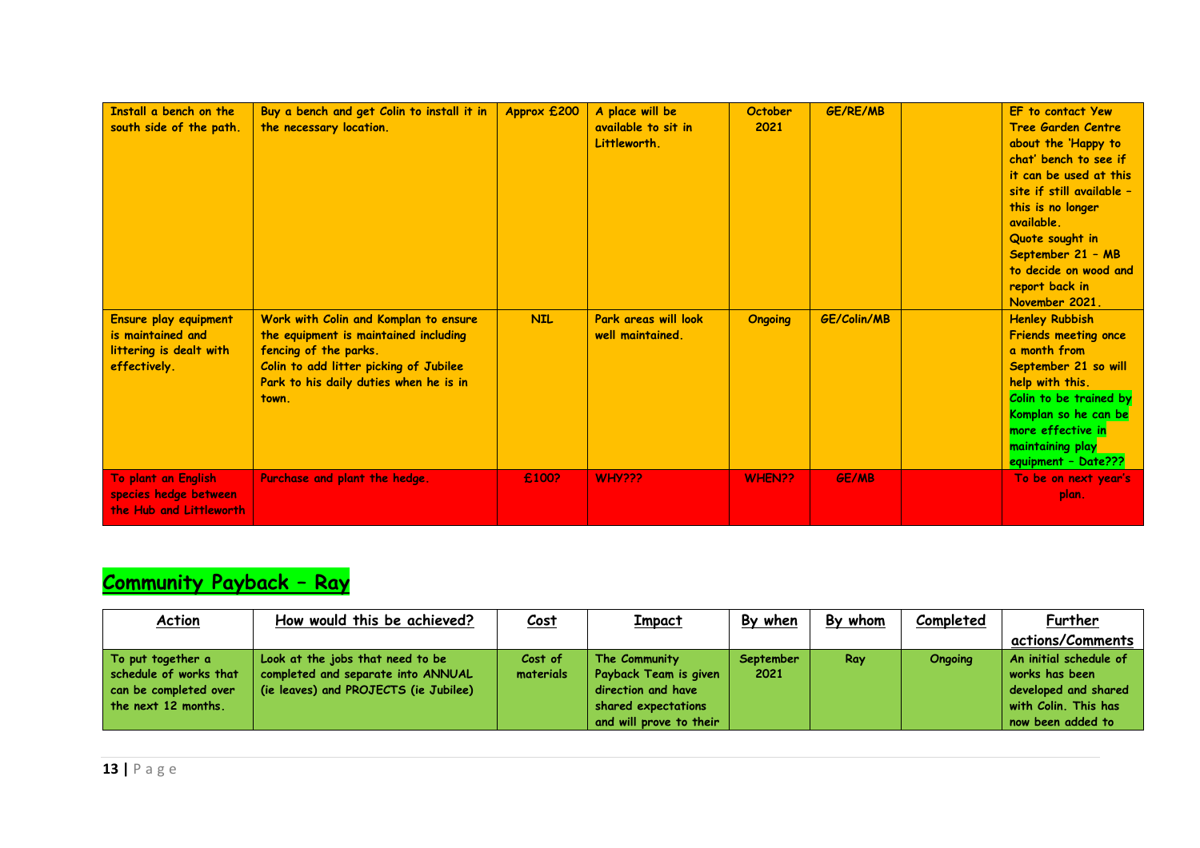| Install a bench on the south side of the path. | Buy a bench and get Colin to install it in the necessary location. | Approx £200 | A place will be available to sit in Littleworth. | October 2021 | GE/RE/MB | | EF to contact Yew Tree Garden Centre about the 'Happy to chat' bench to see if it can be used at this site if still available – this is no longer available. Quote sought in September 21 – MB to decide on wood and report back in November 2021. |
|---|---|---|---|---|---|---|---|
| Ensure play equipment is maintained and littering is dealt with effectively. | Work with Colin and Komplan to ensure the equipment is maintained including fencing of the parks. Colin to add litter picking of Jubilee Park to his daily duties when he is in town. | NIL | Park areas will look well maintained. | Ongoing | GE/Colin/MB | | Henley Rubbish Friends meeting once a month from September 21 so will help with this. Colin to be trained by Komplan so he can be more effective in maintaining play equipment – Date??? |
| To plant an English species hedge between the Hub and Littleworth | Purchase and plant the hedge. | £100? | WHY??? | WHEN?? | GE/MB | | To be on next year's plan. |

## Community Payback – Ray

| Action | How would this be achieved? | Cost | Impact | By when | By whom | Completed | Further actions/Comments |
|---|---|---|---|---|---|---|---|
| To put together a schedule of works that can be completed over the next 12 months. | Look at the jobs that need to be completed and separate into ANNUAL (ie leaves) and PROJECTS (ie Jubilee) | Cost of materials | The Community Payback Team is given direction and have shared expectations and will prove to their | September 2021 | Ray | Ongoing | An initial schedule of works has been developed and shared with Colin. This has now been added to |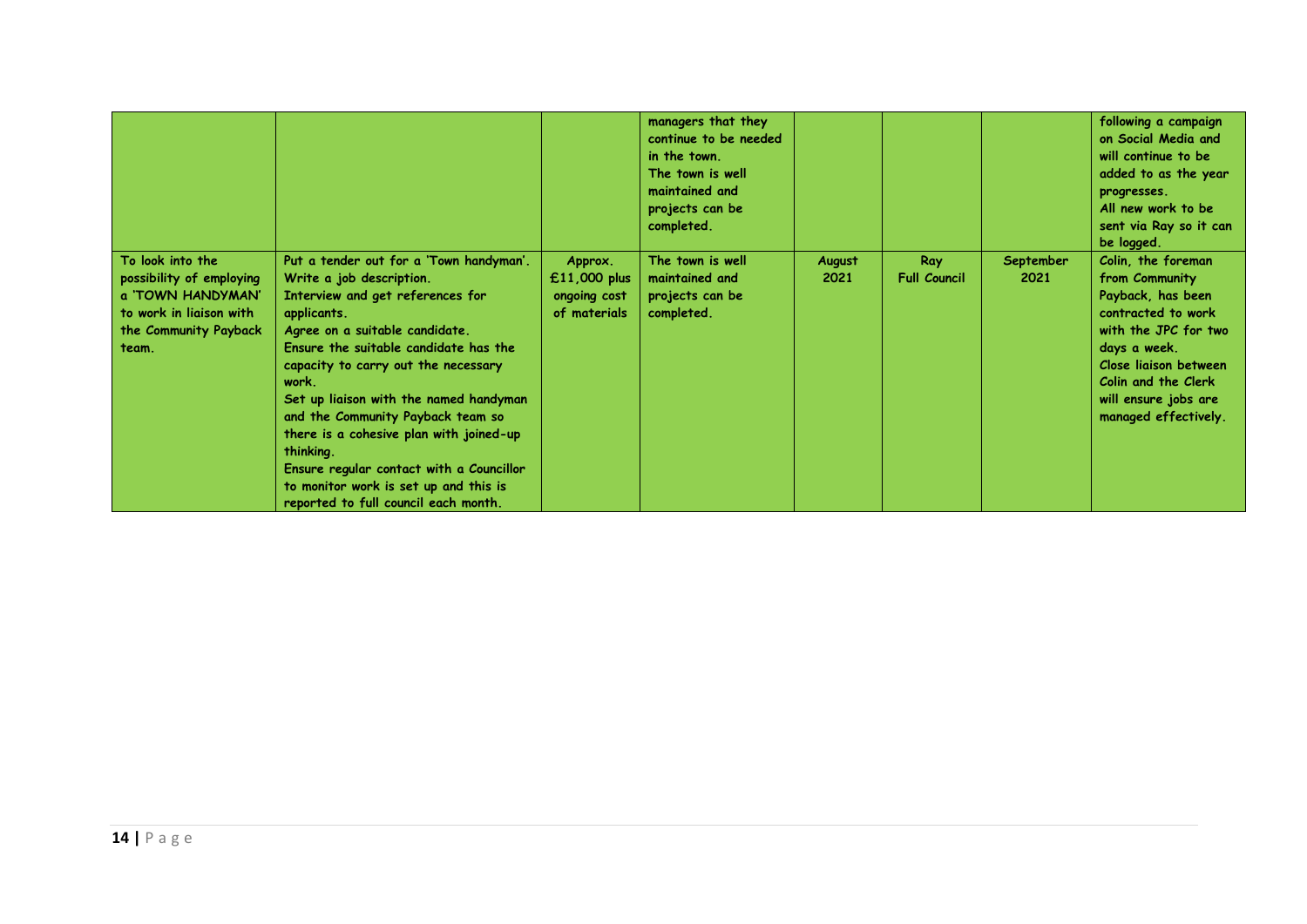| | | | | | | | |
|---|---|---|---|---|---|---|---|
| | | | managers that they continue to be needed in the town.<br>The town is well maintained and projects can be completed. | | | | following a campaign on Social Media and will continue to be added to as the year progresses.<br>All new work to be sent via Ray so it can be logged. |
| To look into the possibility of employing a 'TOWN HANDYMAN' to work in liaison with the Community Payback team. | Put a tender out for a 'Town handyman'.<br>Write a job description.<br>Interview and get references for applicants.<br>Agree on a suitable candidate.<br>Ensure the suitable candidate has the capacity to carry out the necessary work.<br>Set up liaison with the named handyman and the Community Payback team so there is a cohesive plan with joined-up thinking.<br>Ensure regular contact with a Councillor to monitor work is set up and this is reported to full council each month. | Approx. £11,000 plus ongoing cost of materials | The town is well maintained and projects can be completed. | August 2021 | Ray<br>Full Council | September 2021 | Colin, the foreman from Community Payback, has been contracted to work with the JPC for two days a week.<br>Close liaison between Colin and the Clerk will ensure jobs are managed effectively. |